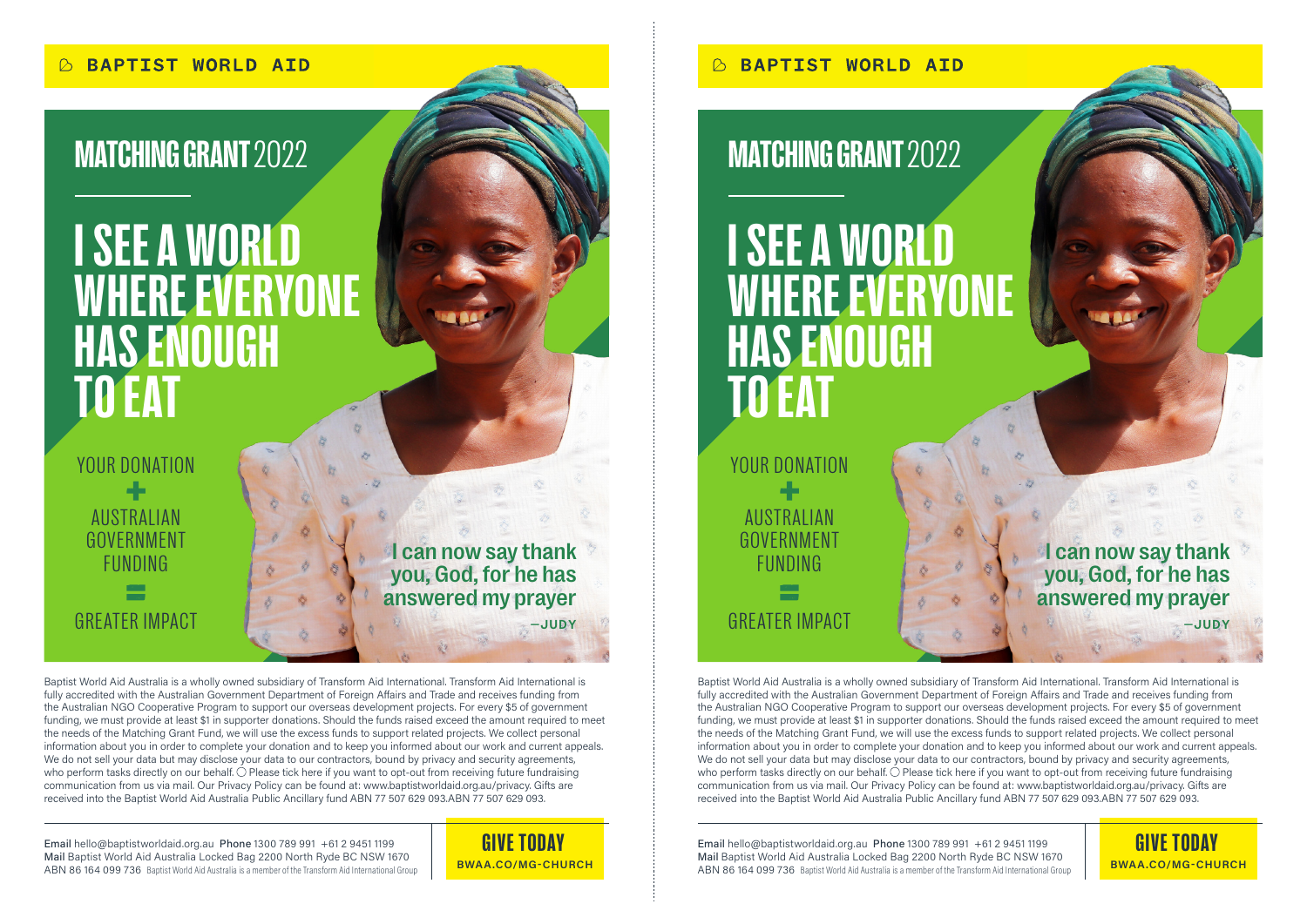BAPTIST WORLD AID

# MATCHING GRANT 2022

## I SEE A WORLD WHERE EVERYONE HAS ENOUGH TO EAT

YOUR DONATION
+
AUSTRALIAN GOVERNMENT FUNDING
=
GREATER IMPACT

**I can now say thank you, God, for he has answered my prayer**

—JUDY

Baptist World Aid Australia is a wholly owned subsidiary of Transform Aid International. Transform Aid International is fully accredited with the Australian Government Department of Foreign Affairs and Trade and receives funding from the Australian NGO Cooperative Program to support our overseas development projects. For every $5 of government funding, we must provide at least $1 in supporter donations. Should the funds raised exceed the amount required to meet the needs of the Matching Grant Fund, we will use the excess funds to support related projects. We collect personal information about you in order to complete your donation and to keep you informed about our work and current appeals. We do not sell your data but may disclose your data to our contractors, bound by privacy and security agreements, who perform tasks directly on our behalf. ◯ Please tick here if you want to opt-out from receiving future fundraising communication from us via mail. Our Privacy Policy can be found at: www.baptistworldaid.org.au/privacy. Gifts are received into the Baptist World Aid Australia Public Ancillary fund ABN 77 507 629 093.ABN 77 507 629 093.

**Email** hello@baptistworldaid.org.au **Phone** 1300 789 991 +61 2 9451 1199
**Mail** Baptist World Aid Australia Locked Bag 2200 North Ryde BC NSW 1670
ABN 86 164 099 736 Baptist World Aid Australia is a member of the Transform Aid International Group

**GIVE TODAY**
**BWAA.CO/MG-CHURCH**

---

BAPTIST WORLD AID

# MATCHING GRANT 2022

## I SEE A WORLD WHERE EVERYONE HAS ENOUGH TO EAT

YOUR DONATION
+
AUSTRALIAN GOVERNMENT FUNDING
=
GREATER IMPACT

**I can now say thank you, God, for he has answered my prayer**

—JUDY

Baptist World Aid Australia is a wholly owned subsidiary of Transform Aid International. Transform Aid International is fully accredited with the Australian Government Department of Foreign Affairs and Trade and receives funding from the Australian NGO Cooperative Program to support our overseas development projects. For every $5 of government funding, we must provide at least $1 in supporter donations. Should the funds raised exceed the amount required to meet the needs of the Matching Grant Fund, we will use the excess funds to support related projects. We collect personal information about you in order to complete your donation and to keep you informed about our work and current appeals. We do not sell your data but may disclose your data to our contractors, bound by privacy and security agreements, who perform tasks directly on our behalf. ◯ Please tick here if you want to opt-out from receiving future fundraising communication from us via mail. Our Privacy Policy can be found at: www.baptistworldaid.org.au/privacy. Gifts are received into the Baptist World Aid Australia Public Ancillary fund ABN 77 507 629 093.ABN 77 507 629 093.

**Email** hello@baptistworldaid.org.au **Phone** 1300 789 991 +61 2 9451 1199
**Mail** Baptist World Aid Australia Locked Bag 2200 North Ryde BC NSW 1670
ABN 86 164 099 736 Baptist World Aid Australia is a member of the Transform Aid International Group

**GIVE TODAY**
**BWAA.CO/MG-CHURCH**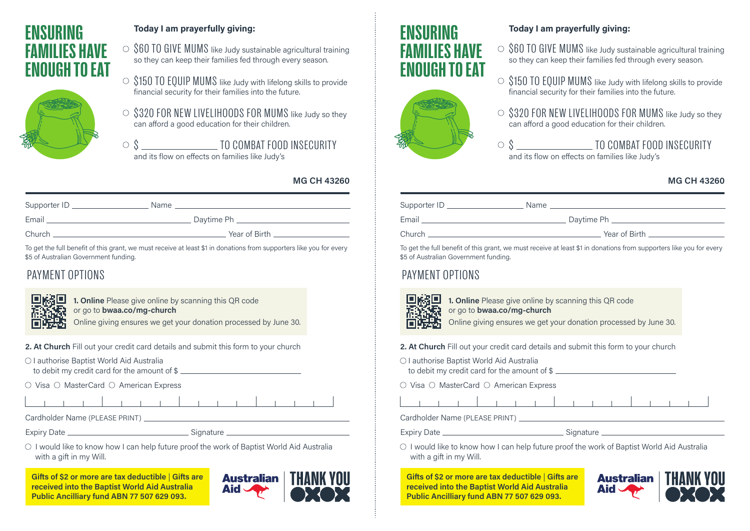# ENSURING FAMILIES HAVE ENOUGH TO EAT

**Today I am prayerfully giving:**

- ○ $60 TO GIVE MUMS like Judy sustainable agricultural training so they can keep their families fed through every season.
- ○ $150 TO EQUIP MUMS like Judy with lifelong skills to provide financial security for their families into the future.
- ○ $320 FOR NEW LIVELIHOODS FOR MUMS like Judy so they can afford a good education for their children.
- ○ $ ______________ TO COMBAT FOOD INSECURITY and its flow on effects on families like Judy's

**MG CH 43260**

Supporter ID ______________ Name ______________________________

Email ______________________________ Daytime Ph ______________________

Church ______________________________ Year of Birth ______________

To get the full benefit of this grant, we must receive at least $1 in donations from supporters like you for every $5 of Australian Government funding.

## PAYMENT OPTIONS

**1. Online** Please give online by scanning this QR code or go to **bwaa.co/mg-church**
Online giving ensures we get your donation processed by June 30.

**2. At Church** Fill out your credit card details and submit this form to your church

○ I authorise Baptist World Aid Australia to debit my credit card for the amount of $ ______________________

○ Visa ○ MasterCard ○ American Express

| | | | | | | | | | | | | | | | |
|---|---|---|---|---|---|---|---|---|---|---|---|---|---|---|---|
| | | | | | | | | | | | | | | | |

Cardholder Name (PLEASE PRINT) ______________________________

Expiry Date ______________________ Signature ______________________

○ I would like to know how I can help future proof the work of Baptist World Aid Australia with a gift in my Will.

**Gifts of $2 or more are tax deductible | Gifts are received into the Baptist World Aid Australia Public Ancilliary fund ABN 77 507 629 093.**

Australian Aid

THANK YOU